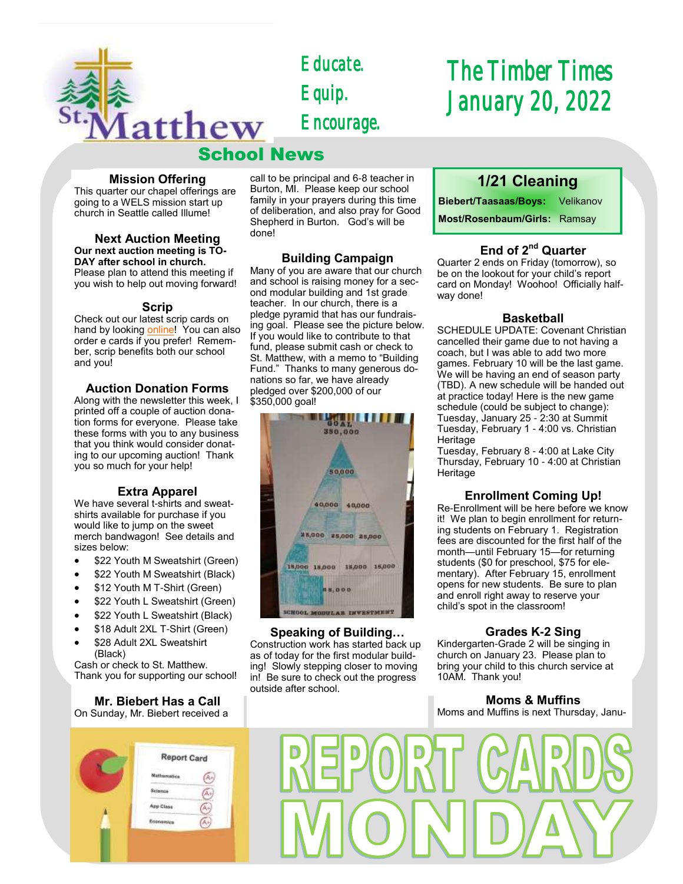St. Matthew

Educate.
Equip.
Encourage.

# The Timber Times
## January 20, 2022

## School News

### Mission Offering

This quarter our chapel offerings are going to a WELS mission start up church in Seattle called Illume!

### Next Auction Meeting

**Our next auction meeting is TODAY after school in church.** Please plan to attend this meeting if you wish to help out moving forward!

### Scrip

Check out our latest scrip cards on hand by looking online! You can also order e cards if you prefer! Remember, scrip benefits both our school and you!

### Auction Donation Forms

Along with the newsletter this week, I printed off a couple of auction donation forms for everyone. Please take these forms with you to any business that you think would consider donating to our upcoming auction! Thank you so much for your help!

### Extra Apparel

We have several t-shirts and sweatshirts available for purchase if you would like to jump on the sweet merch bandwagon! See details and sizes below:

- $22 Youth M Sweatshirt (Green)
- $22 Youth M Sweatshirt (Black)
- $12 Youth M T-Shirt (Green)
- $22 Youth L Sweatshirt (Green)
- $22 Youth L Sweatshirt (Black)
- $18 Adult 2XL T-Shirt (Green)
- $28 Adult 2XL Sweatshirt (Black)

Cash or check to St. Matthew. Thank you for supporting our school!

### Mr. Biebert Has a Call

On Sunday, Mr. Biebert received a call to be principal and 6-8 teacher in Burton, MI. Please keep our school family in your prayers during this time of deliberation, and also pray for Good Shepherd in Burton. God's will be done!

### Building Campaign

Many of you are aware that our church and school is raising money for a second modular building and 1st grade teacher. In our church, there is a pledge pyramid that has our fundraising goal. Please see the picture below. If you would like to contribute to that fund, please submit cash or check to St. Matthew, with a memo to "Building Fund." Thanks to many generous donations so far, we have already pledged over $200,000 of our $350,000 goal!

### Speaking of Building…

Construction work has started back up as of today for the first modular building! Slowly stepping closer to moving in! Be sure to check out the progress outside after school.

### 1/21 Cleaning

| | |
|---|---|
| **Biebert/Taasaas/Boys:** | Velikanov |
| **Most/Rosenbaum/Girls:** | Ramsay |

### End of 2nd Quarter

Quarter 2 ends on Friday (tomorrow), so be on the lookout for your child's report card on Monday! Woohoo! Officially halfway done!

### Basketball

SCHEDULE UPDATE: Covenant Christian cancelled their game due to not having a coach, but I was able to add two more games. February 10 will be the last game. We will be having an end of season party (TBD). A new schedule will be handed out at practice today! Here is the new game schedule (could be subject to change):
Tuesday, January 25 - 2:30 at Summit
Tuesday, February 1 - 4:00 vs. Christian Heritage
Tuesday, February 8 - 4:00 at Lake City
Thursday, February 10 - 4:00 at Christian Heritage

### Enrollment Coming Up!

Re-Enrollment will be here before we know it! We plan to begin enrollment for returning students on February 1. Registration fees are discounted for the first half of the month—until February 15—for returning students ($0 for preschool, $75 for elementary). After February 15, enrollment opens for new students. Be sure to plan and enroll right away to reserve your child's spot in the classroom!

### Grades K-2 Sing

Kindergarten-Grade 2 will be singing in church on January 23. Please plan to bring your child to this church service at 10AM. Thank you!

### Moms & Muffins

Moms and Muffins is next Thursday, Janu-

REPORT CARDS MONDAY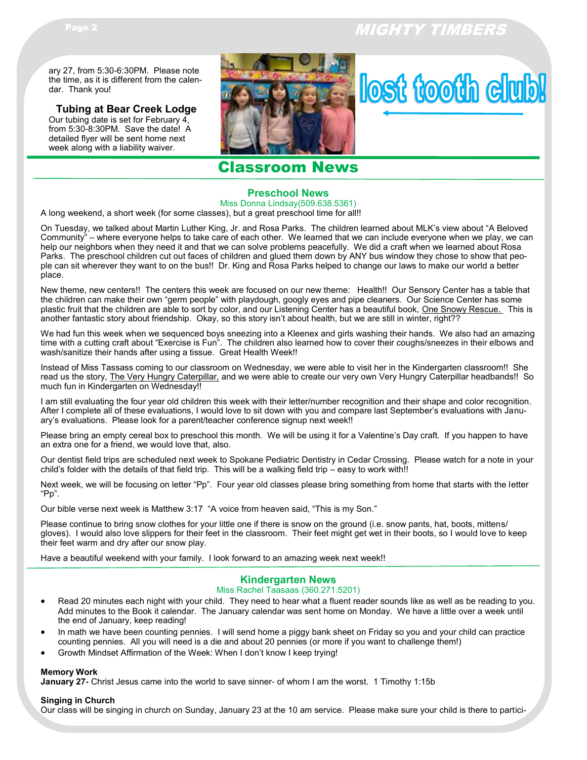ary 27, from 5:30-6:30PM. Please note the time, as it is different from the calendar. Thank you!

### Tubing at Bear Creek Lodge

Our tubing date is set for February 4, from 5:30-8:30PM. Save the date! A detailed flyer will be sent home next week along with a liability waiver.

lost tooth club!

## Classroom News

### Preschool News

Miss Donna Lindsay(509.638.5361)

A long weekend, a short week (for some classes), but a great preschool time for all!!

On Tuesday, we talked about Martin Luther King, Jr. and Rosa Parks. The children learned about MLK's view about "A Beloved Community" – where everyone helps to take care of each other. We learned that we can include everyone when we play, we can help our neighbors when they need it and that we can solve problems peacefully. We did a craft when we learned about Rosa Parks. The preschool children cut out faces of children and glued them down by ANY bus window they chose to show that people can sit wherever they want to on the bus!! Dr. King and Rosa Parks helped to change our laws to make our world a better place.

New theme, new centers!! The centers this week are focused on our new theme: Health!! Our Sensory Center has a table that the children can make their own "germ people" with playdough, googly eyes and pipe cleaners. Our Science Center has some plastic fruit that the children are able to sort by color, and our Listening Center has a beautiful book, One Snowy Rescue. This is another fantastic story about friendship. Okay, so this story isn't about health, but we are still in winter, right??

We had fun this week when we sequenced boys sneezing into a Kleenex and girls washing their hands. We also had an amazing time with a cutting craft about "Exercise is Fun". The children also learned how to cover their coughs/sneezes in their elbows and wash/sanitize their hands after using a tissue. Great Health Week!!

Instead of Miss Tassass coming to our classroom on Wednesday, we were able to visit her in the Kindergarten classroom!! She read us the story, The Very Hungry Caterpillar, and we were able to create our very own Very Hungry Caterpillar headbands!! So much fun in Kindergarten on Wednesday!!

I am still evaluating the four year old children this week with their letter/number recognition and their shape and color recognition. After I complete all of these evaluations, I would love to sit down with you and compare last September's evaluations with January's evaluations. Please look for a parent/teacher conference signup next week!!

Please bring an empty cereal box to preschool this month. We will be using it for a Valentine's Day craft. If you happen to have an extra one for a friend, we would love that, also.

Our dentist field trips are scheduled next week to Spokane Pediatric Dentistry in Cedar Crossing. Please watch for a note in your child's folder with the details of that field trip. This will be a walking field trip – easy to work with!!

Next week, we will be focusing on letter "Pp". Four year old classes please bring something from home that starts with the letter "Pp".

Our bible verse next week is Matthew 3:17 "A voice from heaven said, "This is my Son."

Please continue to bring snow clothes for your little one if there is snow on the ground (i.e. snow pants, hat, boots, mittens/gloves). I would also love slippers for their feet in the classroom. Their feet might get wet in their boots, so I would love to keep their feet warm and dry after our snow play.

Have a beautiful weekend with your family. I look forward to an amazing week next week!!

### Kindergarten News

Miss Rachel Taasaas (360.271.5201)

- Read 20 minutes each night with your child. They need to hear what a fluent reader sounds like as well as be reading to you. Add minutes to the Book it calendar. The January calendar was sent home on Monday. We have a little over a week until the end of January, keep reading!
- In math we have been counting pennies. I will send home a piggy bank sheet on Friday so you and your child can practice counting pennies. All you will need is a die and about 20 pennies (or more if you want to challenge them!)
- Growth Mindset Affirmation of the Week: When I don't know I keep trying!

**Memory Work**

**January 27-** Christ Jesus came into the world to save sinner- of whom I am the worst. 1 Timothy 1:15b

**Singing in Church**

Our class will be singing in church on Sunday, January 23 at the 10 am service. Please make sure your child is there to partici-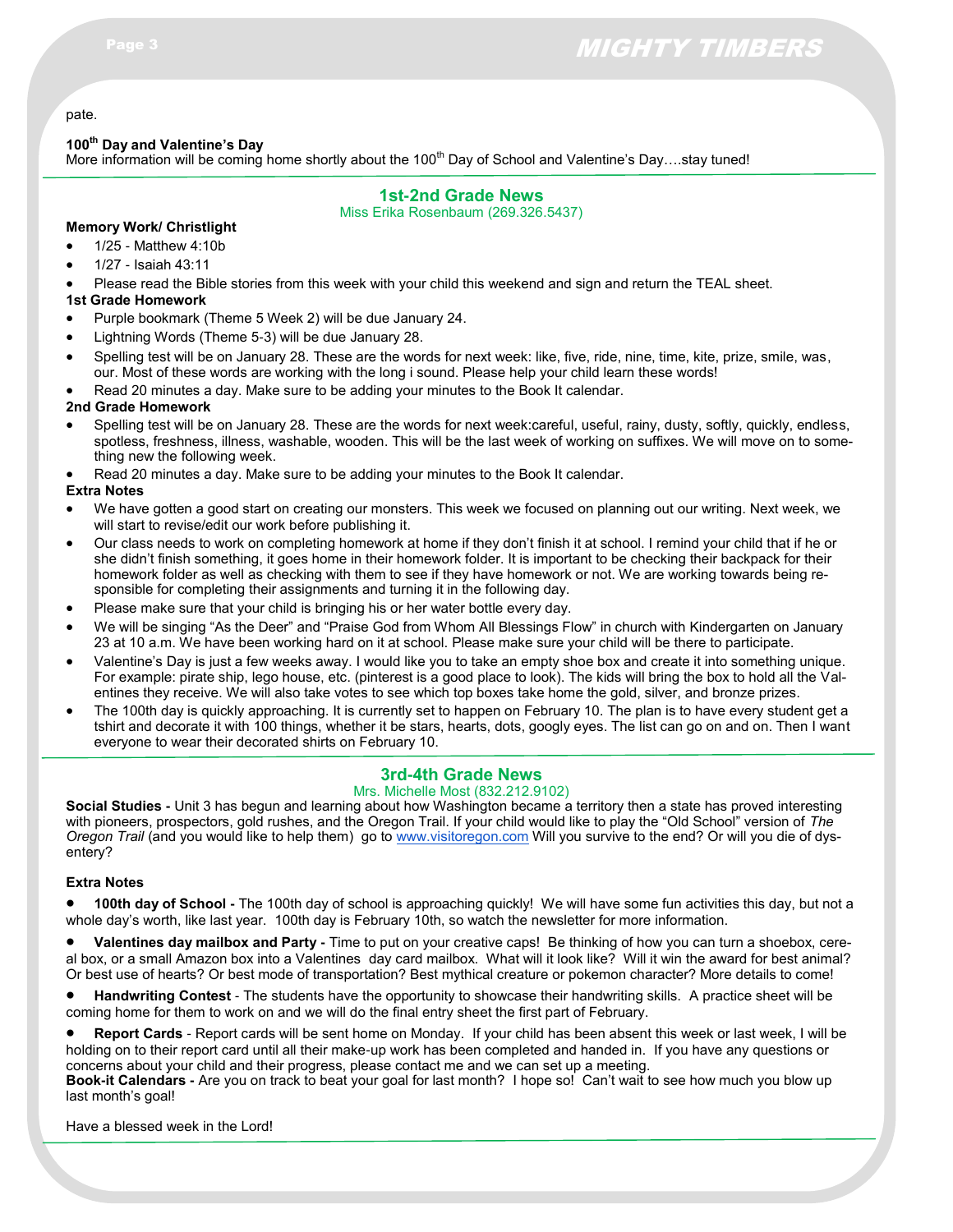pate.

**100th Day and Valentine's Day**

More information will be coming home shortly about the 100th Day of School and Valentine's Day….stay tuned!

## 1st-2nd Grade News

Miss Erika Rosenbaum (269.326.5437)

**Memory Work/ Christlight**

- 1/25 - Matthew 4:10b
- 1/27 - Isaiah 43:11
- Please read the Bible stories from this week with your child this weekend and sign and return the TEAL sheet.

**1st Grade Homework**

- Purple bookmark (Theme 5 Week 2) will be due January 24.
- Lightning Words (Theme 5-3) will be due January 28.
- Spelling test will be on January 28. These are the words for next week: like, five, ride, nine, time, kite, prize, smile, was, our. Most of these words are working with the long i sound. Please help your child learn these words!
- Read 20 minutes a day. Make sure to be adding your minutes to the Book It calendar.

**2nd Grade Homework**

- Spelling test will be on January 28. These are the words for next week:careful, useful, rainy, dusty, softly, quickly, endless, spotless, freshness, illness, washable, wooden. This will be the last week of working on suffixes. We will move on to something new the following week.
- Read 20 minutes a day. Make sure to be adding your minutes to the Book It calendar.

**Extra Notes**

- We have gotten a good start on creating our monsters. This week we focused on planning out our writing. Next week, we will start to revise/edit our work before publishing it.
- Our class needs to work on completing homework at home if they don't finish it at school. I remind your child that if he or she didn't finish something, it goes home in their homework folder. It is important to be checking their backpack for their homework folder as well as checking with them to see if they have homework or not. We are working towards being responsible for completing their assignments and turning it in the following day.
- Please make sure that your child is bringing his or her water bottle every day.
- We will be singing "As the Deer" and "Praise God from Whom All Blessings Flow" in church with Kindergarten on January 23 at 10 a.m. We have been working hard on it at school. Please make sure your child will be there to participate.
- Valentine's Day is just a few weeks away. I would like you to take an empty shoe box and create it into something unique. For example: pirate ship, lego house, etc. (pinterest is a good place to look). The kids will bring the box to hold all the Valentines they receive. We will also take votes to see which top boxes take home the gold, silver, and bronze prizes.
- The 100th day is quickly approaching. It is currently set to happen on February 10. The plan is to have every student get a tshirt and decorate it with 100 things, whether it be stars, hearts, dots, googly eyes. The list can go on and on. Then I want everyone to wear their decorated shirts on February 10.

## 3rd-4th Grade News

Mrs. Michelle Most (832.212.9102)

**Social Studies -** Unit 3 has begun and learning about how Washington became a territory then a state has proved interesting with pioneers, prospectors, gold rushes, and the Oregon Trail. If your child would like to play the "Old School" version of *The Oregon Trail* (and you would like to help them) go to www.visitoregon.com Will you survive to the end? Or will you die of dysentery?

**Extra Notes**

- **100th day of School -** The 100th day of school is approaching quickly! We will have some fun activities this day, but not a whole day's worth, like last year. 100th day is February 10th, so watch the newsletter for more information.
- **Valentines day mailbox and Party -** Time to put on your creative caps! Be thinking of how you can turn a shoebox, cereal box, or a small Amazon box into a Valentines day card mailbox. What will it look like? Will it win the award for best animal? Or best use of hearts? Or best mode of transportation? Best mythical creature or pokemon character? More details to come!
- **Handwriting Contest** - The students have the opportunity to showcase their handwriting skills. A practice sheet will be coming home for them to work on and we will do the final entry sheet the first part of February.
- **Report Cards** - Report cards will be sent home on Monday. If your child has been absent this week or last week, I will be holding on to their report card until all their make-up work has been completed and handed in. If you have any questions or concerns about your child and their progress, please contact me and we can set up a meeting.

**Book-it Calendars -** Are you on track to beat your goal for last month? I hope so! Can't wait to see how much you blow up last month's goal!

Have a blessed week in the Lord!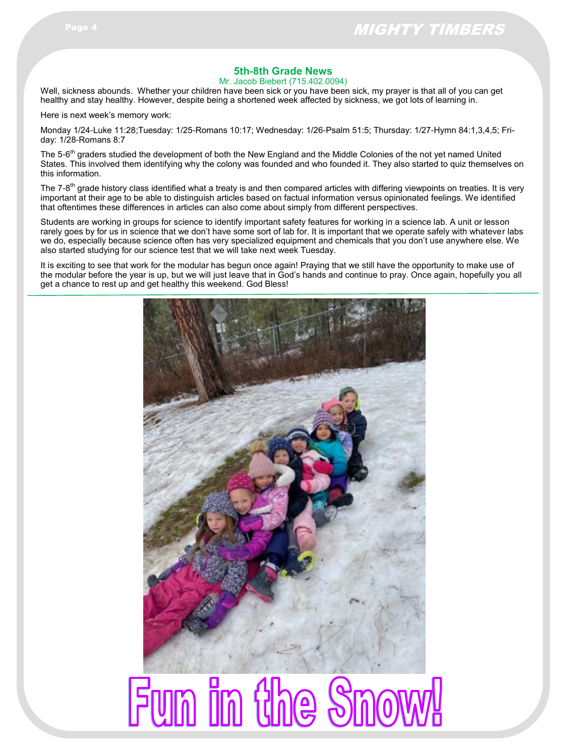## 5th-8th Grade News

Mr. Jacob Biebert (715.402.0094)

Well, sickness abounds. Whether your children have been sick or you have been sick, my prayer is that all of you can get healthy and stay healthy. However, despite being a shortened week affected by sickness, we got lots of learning in.

Here is next week's memory work:

Monday 1/24-Luke 11:28;Tuesday: 1/25-Romans 10:17; Wednesday: 1/26-Psalm 51:5; Thursday: 1/27-Hymn 84:1,3,4,5; Friday: 1/28-Romans 8:7

The 5-6th graders studied the development of both the New England and the Middle Colonies of the not yet named United States. This involved them identifying why the colony was founded and who founded it. They also started to quiz themselves on this information.

The 7-8th grade history class identified what a treaty is and then compared articles with differing viewpoints on treaties. It is very important at their age to be able to distinguish articles based on factual information versus opinionated feelings. We identified that oftentimes these differences in articles can also come about simply from different perspectives.

Students are working in groups for science to identify important safety features for working in a science lab. A unit or lesson rarely goes by for us in science that we don't have some sort of lab for. It is important that we operate safely with whatever labs we do, especially because science often has very specialized equipment and chemicals that you don't use anywhere else. We also started studying for our science test that we will take next week Tuesday.

It is exciting to see that work for the modular has begun once again! Praying that we still have the opportunity to make use of the modular before the year is up, but we will just leave that in God's hands and continue to pray. Once again, hopefully you all get a chance to rest up and get healthy this weekend. God Bless!

---

Fun in the Snow!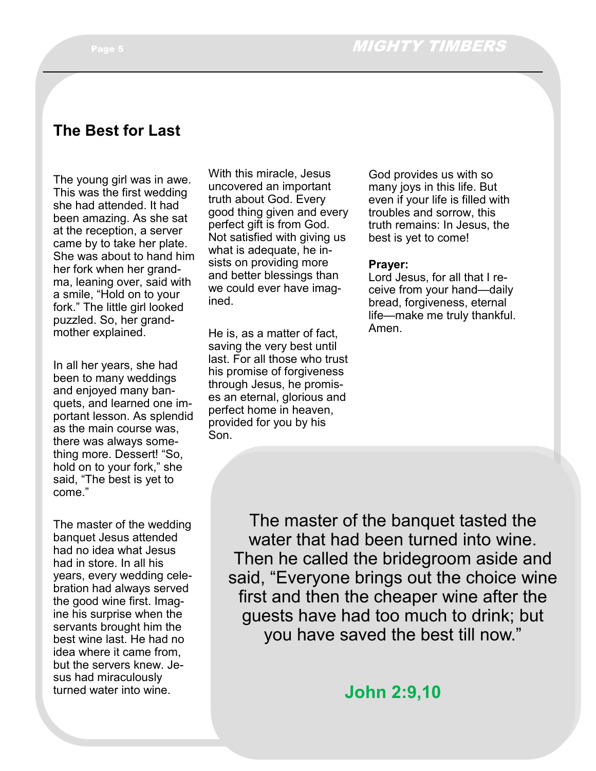## The Best for Last

The young girl was in awe. This was the first wedding she had attended. It had been amazing. As she sat at the reception, a server came by to take her plate. She was about to hand him her fork when her grandma, leaning over, said with a smile, "Hold on to your fork." The little girl looked puzzled. So, her grandmother explained.

In all her years, she had been to many weddings and enjoyed many banquets, and learned one important lesson. As splendid as the main course was, there was always something more. Dessert! "So, hold on to your fork," she said, "The best is yet to come."

The master of the wedding banquet Jesus attended had no idea what Jesus had in store. In all his years, every wedding celebration had always served the good wine first. Imagine his surprise when the servants brought him the best wine last. He had no idea where it came from, but the servers knew. Jesus had miraculously turned water into wine.

With this miracle, Jesus uncovered an important truth about God. Every good thing given and every perfect gift is from God. Not satisfied with giving us what is adequate, he insists on providing more and better blessings than we could ever have imagined.

He is, as a matter of fact, saving the very best until last. For all those who trust his promise of forgiveness through Jesus, he promises an eternal, glorious and perfect home in heaven, provided for you by his Son.

God provides us with so many joys in this life. But even if your life is filled with troubles and sorrow, this truth remains: In Jesus, the best is yet to come!

**Prayer:**
Lord Jesus, for all that I receive from your hand—daily bread, forgiveness, eternal life—make me truly thankful. Amen.

The master of the banquet tasted the water that had been turned into wine. Then he called the bridegroom aside and said, "Everyone brings out the choice wine first and then the cheaper wine after the guests have had too much to drink; but you have saved the best till now."

**John 2:9,10**